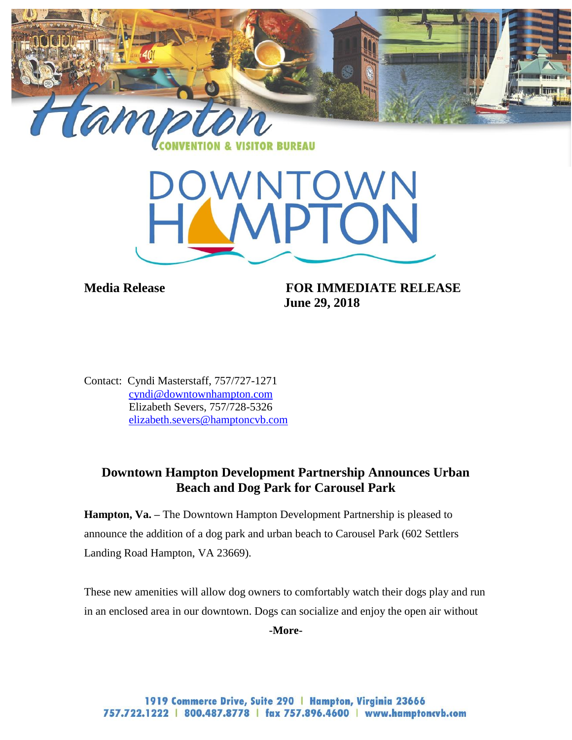Hampton Convention & Visitor Bureau

DOWNTOWN HAMPTON

**Media Release** **FOR IMMEDIATE RELEASE**
**June 29, 2018**

Contact: Cyndi Masterstaff, 757/727-1271
cyndi@downtownhampton.com
Elizabeth Severs, 757/728-5326
elizabeth.severs@hamptoncvb.com

## Downtown Hampton Development Partnership Announces Urban Beach and Dog Park for Carousel Park

**Hampton, Va. –** The Downtown Hampton Development Partnership is pleased to announce the addition of a dog park and urban beach to Carousel Park (602 Settlers Landing Road Hampton, VA 23669).

These new amenities will allow dog owners to comfortably watch their dogs play and run in an enclosed area in our downtown. Dogs can socialize and enjoy the open air without

**-More-**

1919 Commerce Drive, Suite 290 | Hampton, Virginia 23666
757.722.1222 | 800.487.8778 | fax 757.896.4600 | www.hamptoncvb.com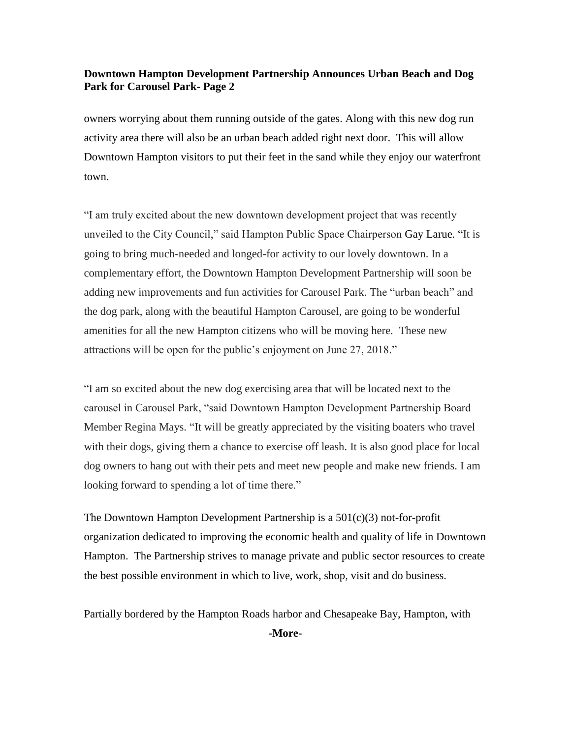**Downtown Hampton Development Partnership Announces Urban Beach and Dog Park for Carousel Park- Page 2**

owners worrying about them running outside of the gates. Along with this new dog run activity area there will also be an urban beach added right next door. This will allow Downtown Hampton visitors to put their feet in the sand while they enjoy our waterfront town.

"I am truly excited about the new downtown development project that was recently unveiled to the City Council," said Hampton Public Space Chairperson Gay Larue. "It is going to bring much-needed and longed-for activity to our lovely downtown. In a complementary effort, the Downtown Hampton Development Partnership will soon be adding new improvements and fun activities for Carousel Park. The "urban beach" and the dog park, along with the beautiful Hampton Carousel, are going to be wonderful amenities for all the new Hampton citizens who will be moving here. These new attractions will be open for the public's enjoyment on June 27, 2018."

"I am so excited about the new dog exercising area that will be located next to the carousel in Carousel Park, "said Downtown Hampton Development Partnership Board Member Regina Mays. "It will be greatly appreciated by the visiting boaters who travel with their dogs, giving them a chance to exercise off leash. It is also good place for local dog owners to hang out with their pets and meet new people and make new friends. I am looking forward to spending a lot of time there."

The Downtown Hampton Development Partnership is a 501(c)(3) not-for-profit organization dedicated to improving the economic health and quality of life in Downtown Hampton. The Partnership strives to manage private and public sector resources to create the best possible environment in which to live, work, shop, visit and do business.

Partially bordered by the Hampton Roads harbor and Chesapeake Bay, Hampton, with

**-More-**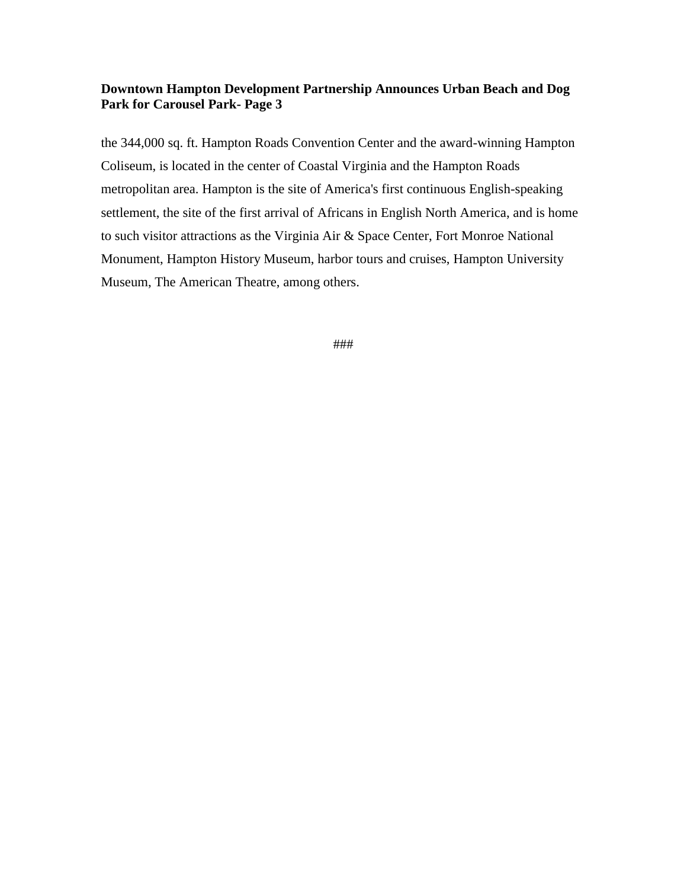the 344,000 sq. ft. Hampton Roads Convention Center and the award-winning Hampton Coliseum, is located in the center of Coastal Virginia and the Hampton Roads metropolitan area. Hampton is the site of America's first continuous English-speaking settlement, the site of the first arrival of Africans in English North America, and is home to such visitor attractions as the Virginia Air & Space Center, Fort Monroe National Monument, Hampton History Museum, harbor tours and cruises, Hampton University Museum, The American Theatre, among others.

###